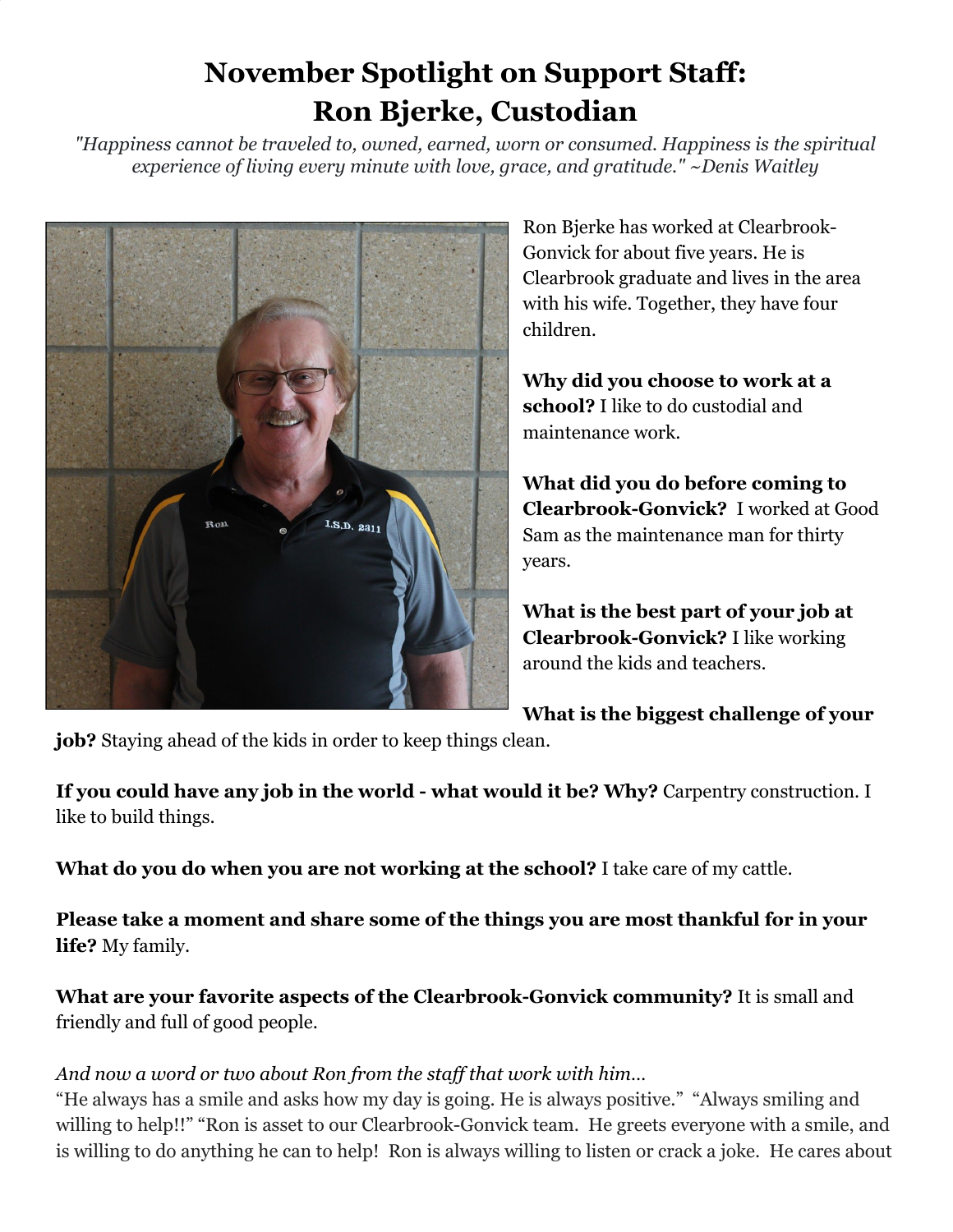# November Spotlight on Support Staff: Ron Bjerke, Custodian

*"Happiness cannot be traveled to, owned, earned, worn or consumed. Happiness is the spiritual experience of living every minute with love, grace, and gratitude." ~Denis Waitley*

Ron Bjerke has worked at Clearbrook-Gonvick for about five years. He is Clearbrook graduate and lives in the area with his wife. Together, they have four children.

**Why did you choose to work at a school?** I like to do custodial and maintenance work.

**What did you do before coming to Clearbrook-Gonvick?** I worked at Good Sam as the maintenance man for thirty years.

**What is the best part of your job at Clearbrook-Gonvick?** I like working around the kids and teachers.

**What is the biggest challenge of your job?** Staying ahead of the kids in order to keep things clean.

**If you could have any job in the world - what would it be? Why?** Carpentry construction. I like to build things.

**What do you do when you are not working at the school?** I take care of my cattle.

**Please take a moment and share some of the things you are most thankful for in your life?** My family.

**What are your favorite aspects of the Clearbrook-Gonvick community?** It is small and friendly and full of good people.

*And now a word or two about Ron from the staff that work with him…*

"He always has a smile and asks how my day is going. He is always positive." "Always smiling and willing to help!!" "Ron is asset to our Clearbrook-Gonvick team. He greets everyone with a smile, and is willing to do anything he can to help! Ron is always willing to listen or crack a joke. He cares about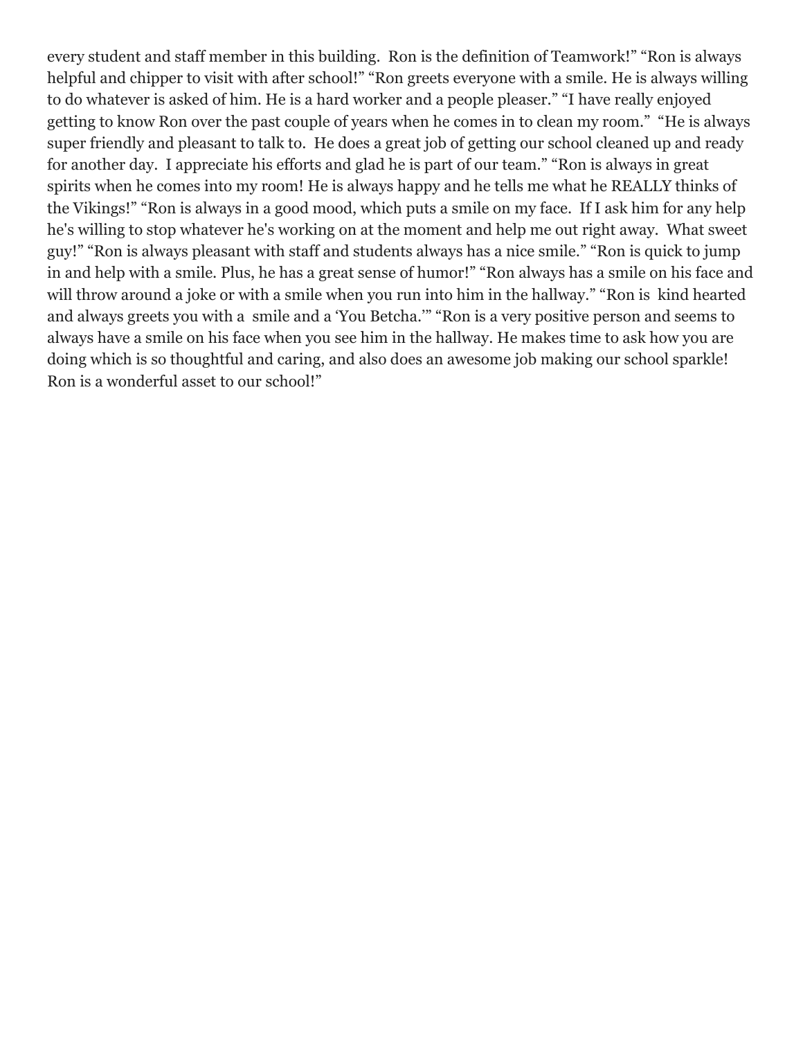every student and staff member in this building.  Ron is the definition of Teamwork!" "Ron is always helpful and chipper to visit with after school!" "Ron greets everyone with a smile. He is always willing to do whatever is asked of him. He is a hard worker and a people pleaser." "I have really enjoyed getting to know Ron over the past couple of years when he comes in to clean my room."  "He is always super friendly and pleasant to talk to.  He does a great job of getting our school cleaned up and ready for another day.  I appreciate his efforts and glad he is part of our team." "Ron is always in great spirits when he comes into my room! He is always happy and he tells me what he REALLY thinks of the Vikings!" "Ron is always in a good mood, which puts a smile on my face.  If I ask him for any help he's willing to stop whatever he's working on at the moment and help me out right away.  What sweet guy!" "Ron is always pleasant with staff and students always has a nice smile." "Ron is quick to jump in and help with a smile. Plus, he has a great sense of humor!" "Ron always has a smile on his face and will throw around a joke or with a smile when you run into him in the hallway." "Ron is  kind hearted and always greets you with a  smile and a 'You Betcha.'" "Ron is a very positive person and seems to always have a smile on his face when you see him in the hallway. He makes time to ask how you are doing which is so thoughtful and caring, and also does an awesome job making our school sparkle! Ron is a wonderful asset to our school!"